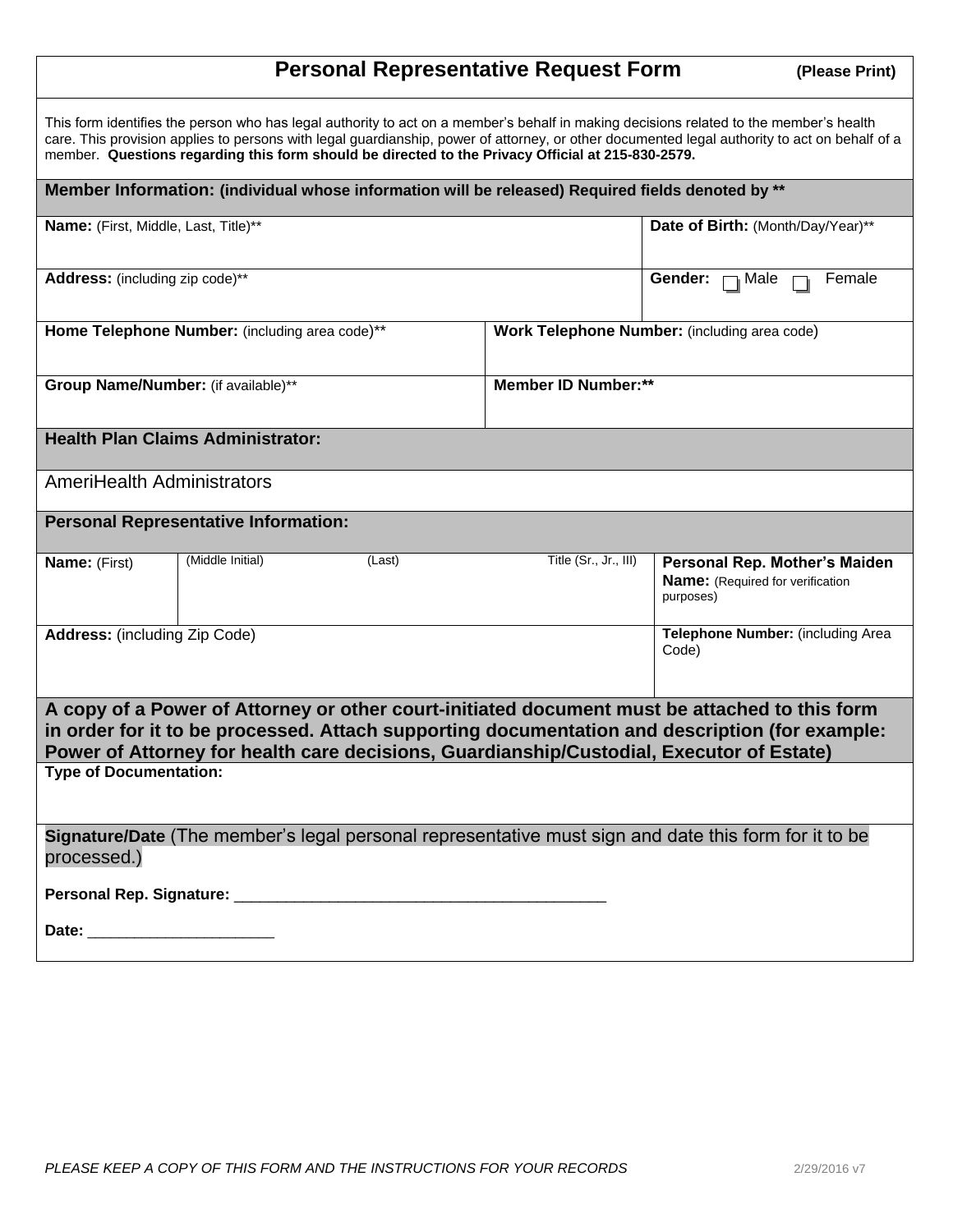# Personal Representative Request Form **(Please Print)**

This form identifies the person who has legal authority to act on a member's behalf in making decisions related to the member's health care. This provision applies to persons with legal guardianship, power of attorney, or other documented legal authority to act on behalf of a member. **Questions regarding this form should be directed to the Privacy Official at 215-830-2579.**

## Member Information: (individual whose information will be released) Required fields denoted by **

| | |
|---|---|
| **Name:** (First, Middle, Last, Title)** | **Date of Birth:** (Month/Day/Year)** |
| **Address:** (including zip code)** | **Gender:** ☐ Male ☐ Female |
| **Home Telephone Number:** (including area code)** | **Work Telephone Number:** (including area code) |
| **Group Name/Number:** (if available)** | **Member ID Number:**** |

## Health Plan Claims Administrator:

AmeriHealth Administrators

## Personal Representative Information:

| | | | | |
|---|---|---|---|---|
| **Name:** (First) | (Middle Initial) | (Last) | Title (Sr., Jr., III) | **Personal Rep. Mother's Maiden Name:** (Required for verification purposes) |
| **Address:** (including Zip Code) | | | | **Telephone Number:** (including Area Code) |

**A copy of a Power of Attorney or other court-initiated document must be attached to this form in order for it to be processed. Attach supporting documentation and description (for example: Power of Attorney for health care decisions, Guardianship/Custodial, Executor of Estate)**

**Type of Documentation:**

**Signature/Date** (The member's legal personal representative must sign and date this form for it to be processed.)

**Personal Rep. Signature:** ___________________________________________

**Date:** _____________________

*PLEASE KEEP A COPY OF THIS FORM AND THE INSTRUCTIONS FOR YOUR RECORDS* 2/29/2016 v7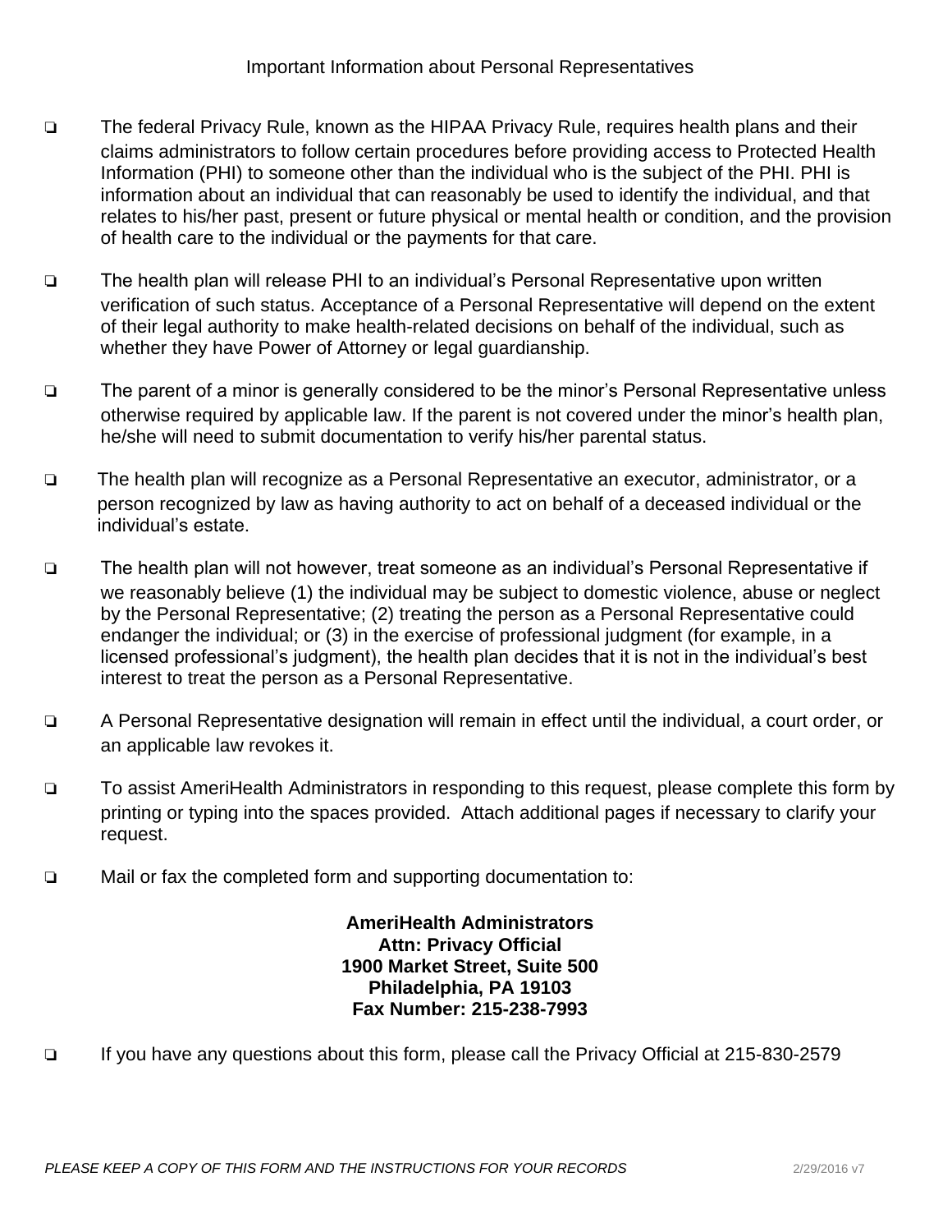## Important Information about Personal Representatives

- ❑ The federal Privacy Rule, known as the HIPAA Privacy Rule, requires health plans and their claims administrators to follow certain procedures before providing access to Protected Health Information (PHI) to someone other than the individual who is the subject of the PHI. PHI is information about an individual that can reasonably be used to identify the individual, and that relates to his/her past, present or future physical or mental health or condition, and the provision of health care to the individual or the payments for that care.

- ❑ The health plan will release PHI to an individual's Personal Representative upon written verification of such status. Acceptance of a Personal Representative will depend on the extent of their legal authority to make health-related decisions on behalf of the individual, such as whether they have Power of Attorney or legal guardianship.

- ❑ The parent of a minor is generally considered to be the minor's Personal Representative unless otherwise required by applicable law. If the parent is not covered under the minor's health plan, he/she will need to submit documentation to verify his/her parental status.

- ❑ The health plan will recognize as a Personal Representative an executor, administrator, or a person recognized by law as having authority to act on behalf of a deceased individual or the individual's estate.

- ❑ The health plan will not however, treat someone as an individual's Personal Representative if we reasonably believe (1) the individual may be subject to domestic violence, abuse or neglect by the Personal Representative; (2) treating the person as a Personal Representative could endanger the individual; or (3) in the exercise of professional judgment (for example, in a licensed professional's judgment), the health plan decides that it is not in the individual's best interest to treat the person as a Personal Representative.

- ❑ A Personal Representative designation will remain in effect until the individual, a court order, or an applicable law revokes it.

- ❑ To assist AmeriHealth Administrators in responding to this request, please complete this form by printing or typing into the spaces provided. Attach additional pages if necessary to clarify your request.

- ❑ Mail or fax the completed form and supporting documentation to:

**AmeriHealth Administrators**
**Attn: Privacy Official**
**1900 Market Street, Suite 500**
**Philadelphia, PA 19103**
**Fax Number: 215-238-7993**

- ❑ If you have any questions about this form, please call the Privacy Official at 215-830-2579

*PLEASE KEEP A COPY OF THIS FORM AND THE INSTRUCTIONS FOR YOUR RECORDS* 2/29/2016 v7